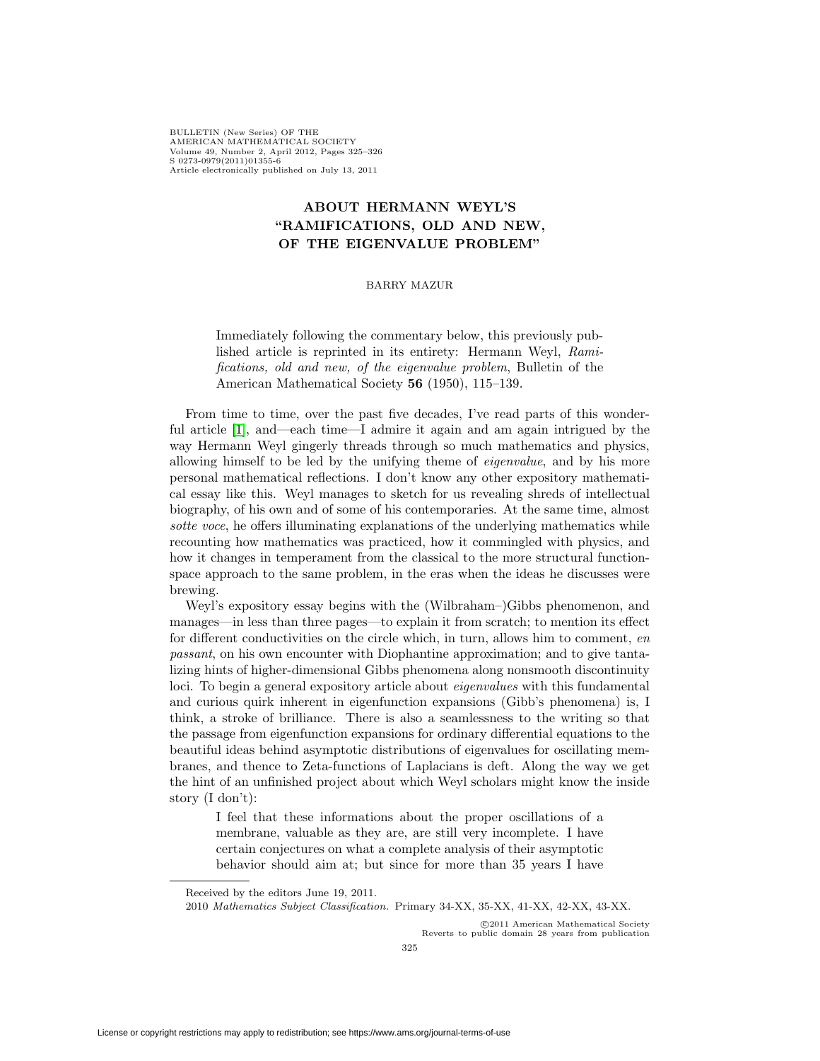# ABOUT HERMANN WEYL'S "RAMIFICATIONS, OLD AND NEW, OF THE EIGENVALUE PROBLEM"

BARRY MAZUR

> Immediately following the commentary below, this previously published article is reprinted in its entirety: Hermann Weyl, *Ramifications, old and new, of the eigenvalue problem*, Bulletin of the American Mathematical Society **56** (1950), 115–139.

From time to time, over the past five decades, I've read parts of this wonderful article [1], and—each time—I admire it again and am again intrigued by the way Hermann Weyl gingerly threads through so much mathematics and physics, allowing himself to be led by the unifying theme of *eigenvalue*, and by his more personal mathematical reflections. I don't know any other expository mathematical essay like this. Weyl manages to sketch for us revealing shreds of intellectual biography, of his own and of some of his contemporaries. At the same time, almost *sotte voce*, he offers illuminating explanations of the underlying mathematics while recounting how mathematics was practiced, how it commingled with physics, and how it changes in temperament from the classical to the more structural function-space approach to the same problem, in the eras when the ideas he discusses were brewing.

Weyl's expository essay begins with the (Wilbraham–)Gibbs phenomenon, and manages—in less than three pages—to explain it from scratch; to mention its effect for different conductivities on the circle which, in turn, allows him to comment, *en passant*, on his own encounter with Diophantine approximation; and to give tantalizing hints of higher-dimensional Gibbs phenomena along nonsmooth discontinuity loci. To begin a general expository article about *eigenvalues* with this fundamental and curious quirk inherent in eigenfunction expansions (Gibb's phenomena) is, I think, a stroke of brilliance. There is also a seamlessness to the writing so that the passage from eigenfunction expansions for ordinary differential equations to the beautiful ideas behind asymptotic distributions of eigenvalues for oscillating membranes, and thence to Zeta-functions of Laplacians is deft. Along the way we get the hint of an unfinished project about which Weyl scholars might know the inside story (I don't):

> I feel that these informations about the proper oscillations of a membrane, valuable as they are, are still very incomplete. I have certain conjectures on what a complete analysis of their asymptotic behavior should aim at; but since for more than 35 years I have

---

Received by the editors June 19, 2011.

2010 *Mathematics Subject Classification.* Primary 34-XX, 35-XX, 41-XX, 42-XX, 43-XX.

©2011 American Mathematical Society
Reverts to public domain 28 years from publication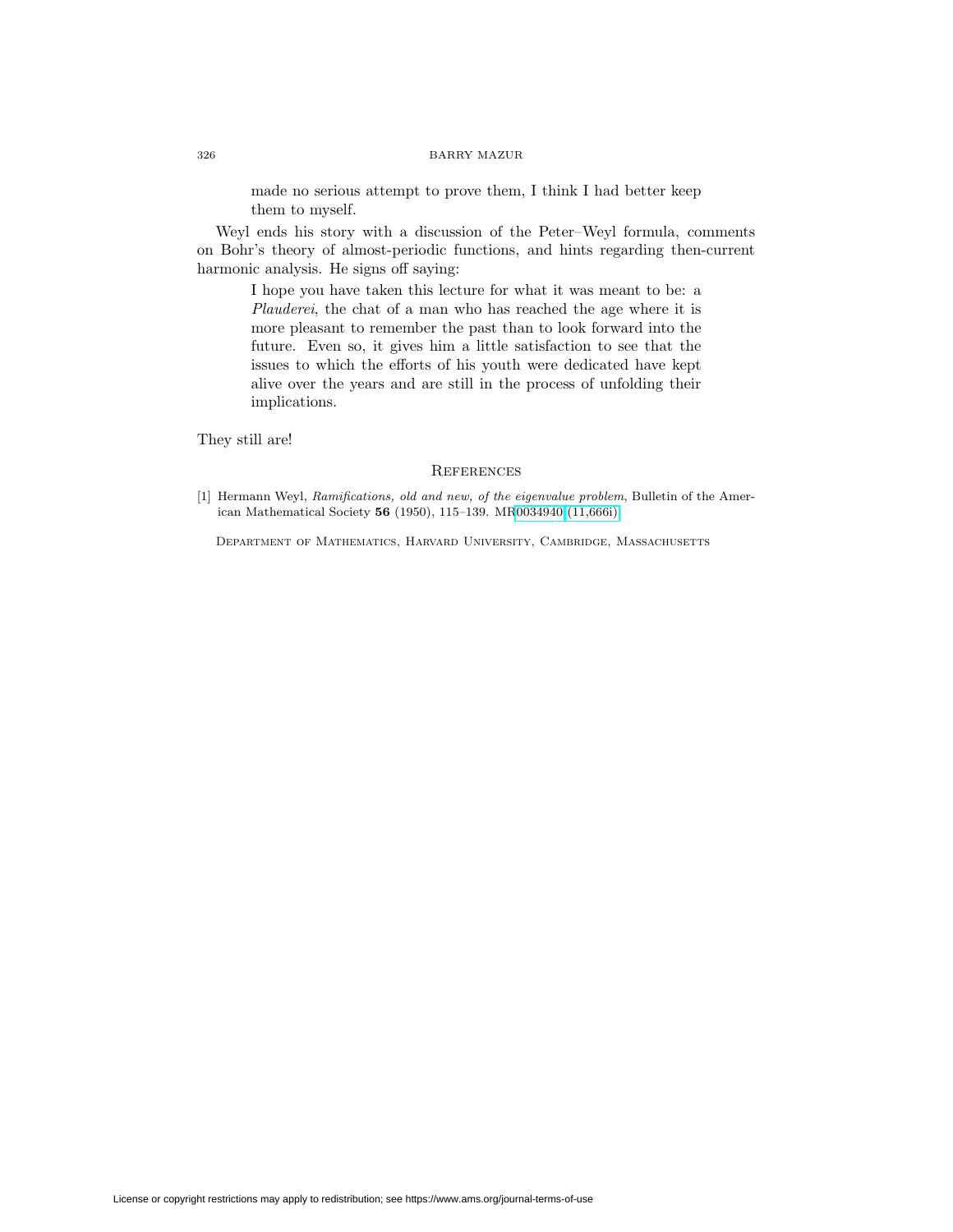> made no serious attempt to prove them, I think I had better keep them to myself.

Weyl ends his story with a discussion of the Peter–Weyl formula, comments on Bohr's theory of almost-periodic functions, and hints regarding then-current harmonic analysis. He signs off saying:

> I hope you have taken this lecture for what it was meant to be: a *Plauderei*, the chat of a man who has reached the age where it is more pleasant to remember the past than to look forward into the future. Even so, it gives him a little satisfaction to see that the issues to which the efforts of his youth were dedicated have kept alive over the years and are still in the process of unfolding their implications.

They still are!

## References

[1] Hermann Weyl, *Ramifications, old and new, of the eigenvalue problem*, Bulletin of the American Mathematical Society **56** (1950), 115–139. MR0034940 (11,666i)

Department of Mathematics, Harvard University, Cambridge, Massachusetts

License or copyright restrictions may apply to redistribution; see https://www.ams.org/journal-terms-of-use